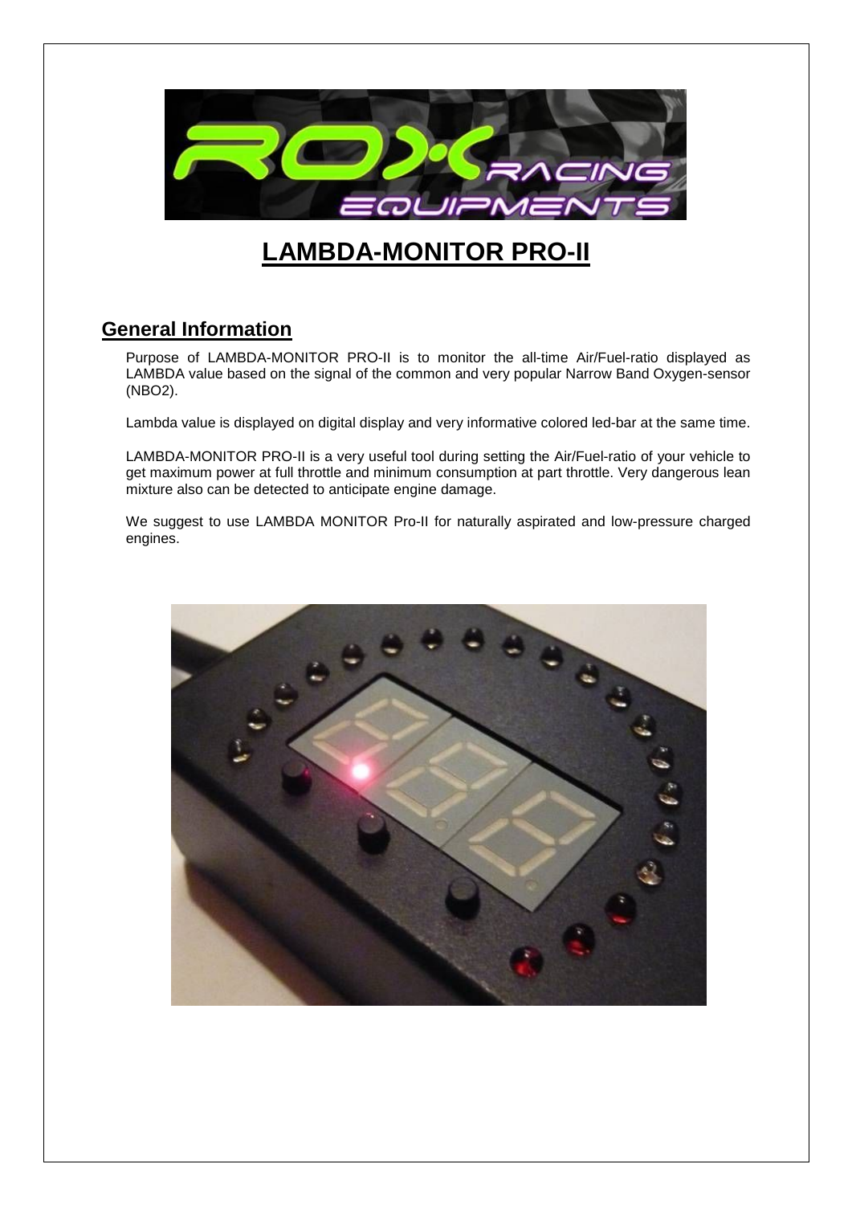# LAMBDA-MONITOR PRO-II

## General Information

Purpose of LAMBDA-MONITOR PRO-II is to monitor the all-time Air/Fuel-ratio displayed as LAMBDA value based on the signal of the common and very popular Narrow Band Oxygen-sensor (NBO2).

Lambda value is displayed on digital display and very informative colored led-bar at the same time.

LAMBDA-MONITOR PRO-II is a very useful tool during setting the Air/Fuel-ratio of your vehicle to get maximum power at full throttle and minimum consumption at part throttle. Very dangerous lean mixture also can be detected to anticipate engine damage.

We suggest to use LAMBDA MONITOR Pro-II for naturally aspirated and low-pressure charged engines.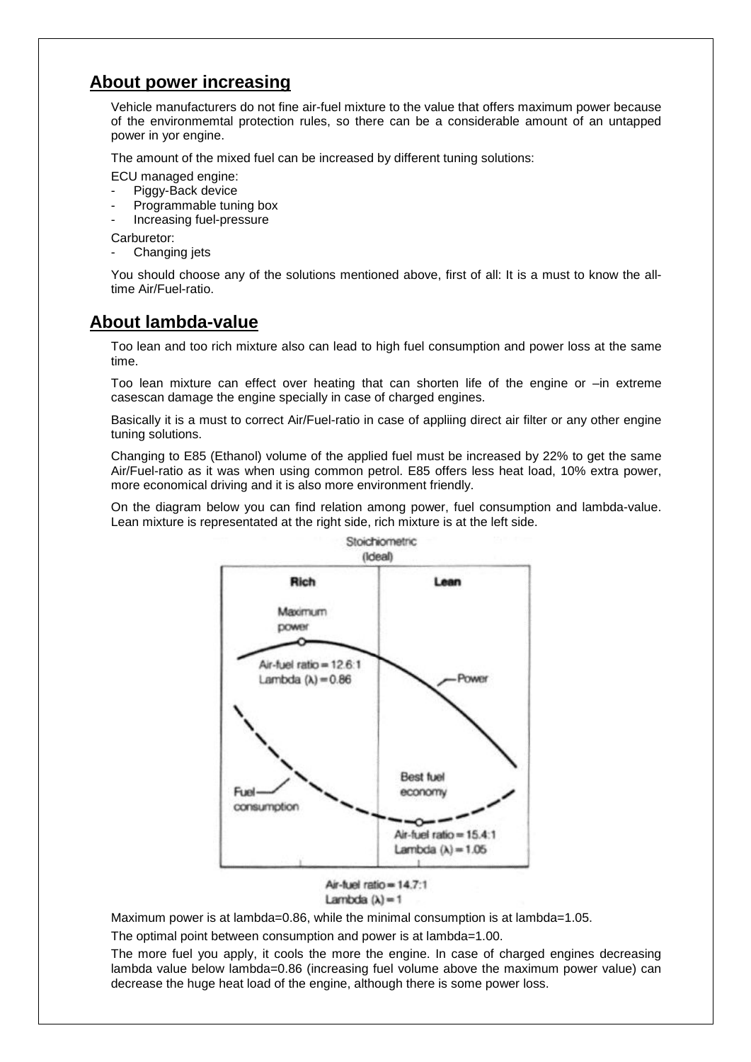## About power increasing

Vehicle manufacturers do not fine air-fuel mixture to the value that offers maximum power because of the environmemtal protection rules, so there can be a considerable amount of an untapped power in yor engine.

The amount of the mixed fuel can be increased by different tuning solutions:

ECU managed engine:

- Piggy-Back device
- Programmable tuning box
- Increasing fuel-pressure

Carburetor:

- Changing jets

You should choose any of the solutions mentioned above, first of all: It is a must to know the all-time Air/Fuel-ratio.

## About lambda-value

Too lean and too rich mixture also can lead to high fuel consumption and power loss at the same time.

Too lean mixture can effect over heating that can shorten life of the engine or –in extreme casescan damage the engine specially in case of charged engines.

Basically it is a must to correct Air/Fuel-ratio in case of appliing direct air filter or any other engine tuning solutions.

Changing to E85 (Ethanol) volume of the applied fuel must be increased by 22% to get the same Air/Fuel-ratio as it was when using common petrol. E85 offers less heat load, 10% extra power, more economical driving and it is also more environment friendly.

On the diagram below you can find relation among power, fuel consumption and lambda-value. Lean mixture is representated at the right side, rich mixture is at the left side.

Stoichiometric (Ideal)

Rich | Lean

Maximum power: Air-fuel ratio = 12.6:1, Lambda ($\lambda$) = 0.86

Power

Fuel consumption

Best fuel economy: Air-fuel ratio = 15.4:1, Lambda ($\lambda$) = 1.05

Air-fuel ratio = 14.7:1, Lambda ($\lambda$) = 1

Maximum power is at lambda=0.86, while the minimal consumption is at lambda=1.05.

The optimal point between consumption and power is at lambda=1.00.

The more fuel you apply, it cools the more the engine. In case of charged engines decreasing lambda value below lambda=0.86 (increasing fuel volume above the maximum power value) can decrease the huge heat load of the engine, although there is some power loss.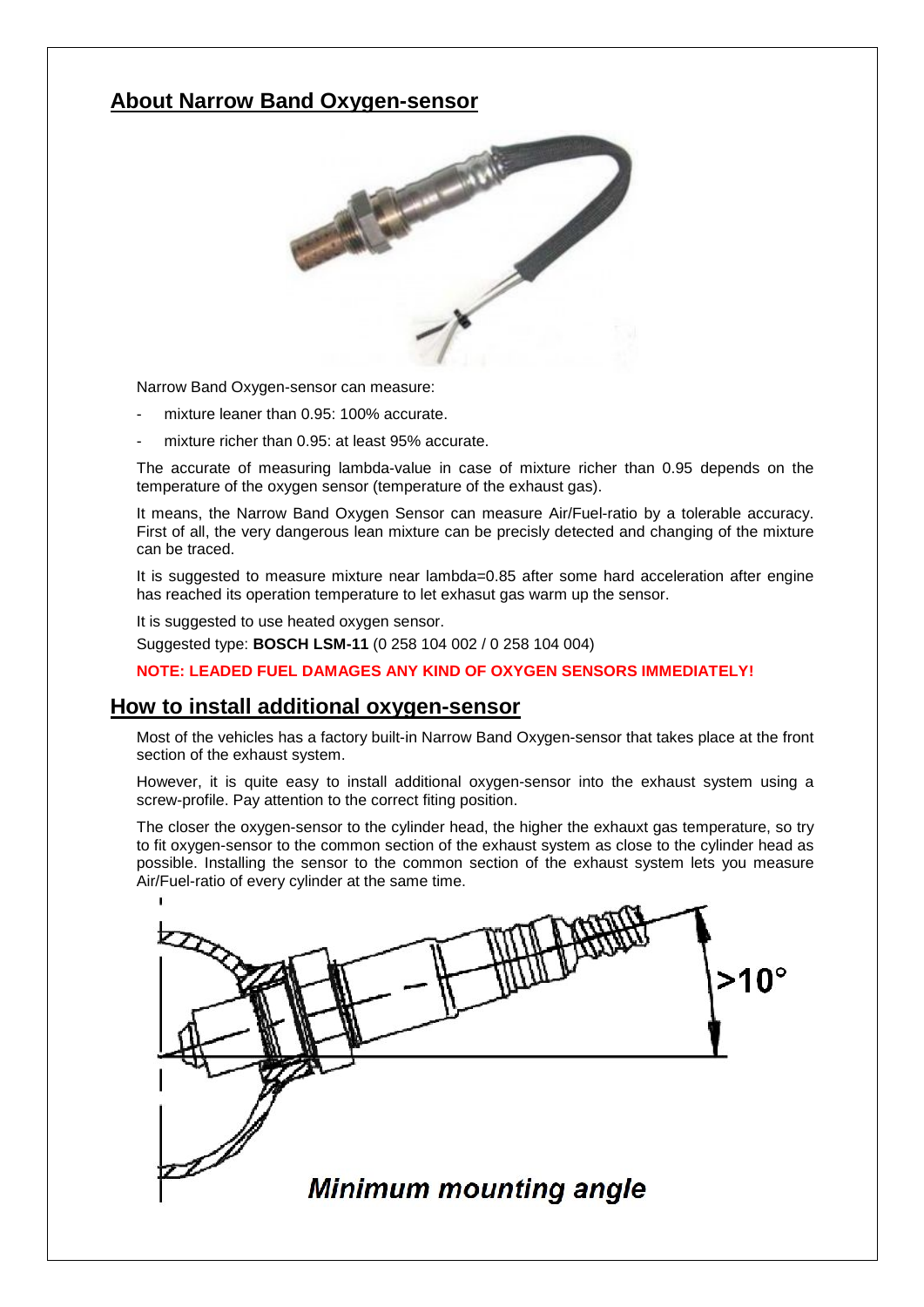## About Narrow Band Oxygen-sensor

Narrow Band Oxygen-sensor can measure:

- mixture leaner than 0.95: 100% accurate.
- mixture richer than 0.95: at least 95% accurate.

The accurate of measuring lambda-value in case of mixture richer than 0.95 depends on the temperature of the oxygen sensor (temperature of the exhaust gas).

It means, the Narrow Band Oxygen Sensor can measure Air/Fuel-ratio by a tolerable accuracy. First of all, the very dangerous lean mixture can be precisly detected and changing of the mixture can be traced.

It is suggested to measure mixture near lambda=0.85 after some hard acceleration after engine has reached its operation temperature to let exhasut gas warm up the sensor.

It is suggested to use heated oxygen sensor.

Suggested type: **BOSCH LSM-11** (0 258 104 002 / 0 258 104 004)

**NOTE: LEADED FUEL DAMAGES ANY KIND OF OXYGEN SENSORS IMMEDIATELY!**

## How to install additional oxygen-sensor

Most of the vehicles has a factory built-in Narrow Band Oxygen-sensor that takes place at the front section of the exhaust system.

However, it is quite easy to install additional oxygen-sensor into the exhaust system using a screw-profile. Pay attention to the correct fiting position.

The closer the oxygen-sensor to the cylinder head, the higher the exhauxt gas temperature, so try to fit oxygen-sensor to the common section of the exhaust system as close to the cylinder head as possible. Installing the sensor to the common section of the exhaust system lets you measure Air/Fuel-ratio of every cylinder at the same time.

>10°

*Minimum mounting angle*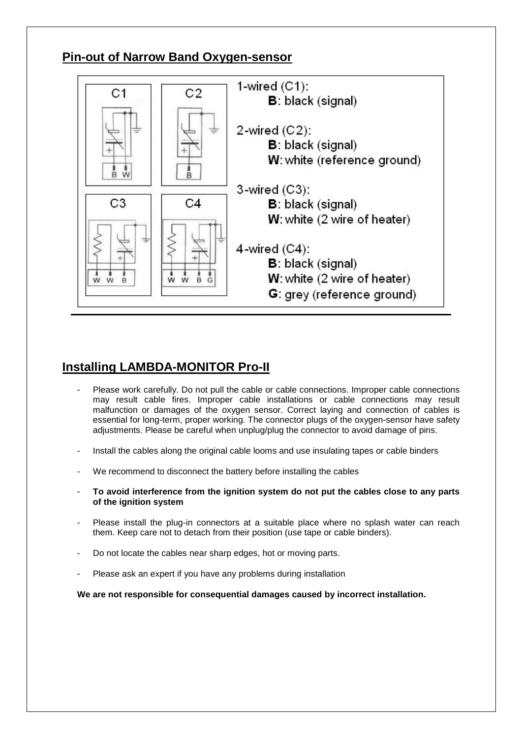## Pin-out of Narrow Band Oxygen-sensor

1-wired (C1):
**B**: black (signal)

2-wired (C2):
**B**: black (signal)
**W**: white (reference ground)

3-wired (C3):
**B**: black (signal)
**W**: white (2 wire of heater)

4-wired (C4):
**B**: black (signal)
**W**: white (2 wire of heater)
**G**: grey (reference ground)

## Installing LAMBDA-MONITOR Pro-II

- Please work carefully. Do not pull the cable or cable connections. Improper cable connections may result cable fires. Improper cable installations or cable connections may result malfunction or damages of the oxygen sensor. Correct laying and connection of cables is essential for long-term, proper working. The connector plugs of the oxygen-sensor have safety adjustments. Please be careful when unplug/plug the connector to avoid damage of pins.
- Install the cables along the original cable looms and use insulating tapes or cable binders
- We recommend to disconnect the battery before installing the cables
- **To avoid interference from the ignition system do not put the cables close to any parts of the ignition system**
- Please install the plug-in connectors at a suitable place where no splash water can reach them. Keep care not to detach from their position (use tape or cable binders).
- Do not locate the cables near sharp edges, hot or moving parts.
- Please ask an expert if you have any problems during installation

**We are not responsible for consequential damages caused by incorrect installation.**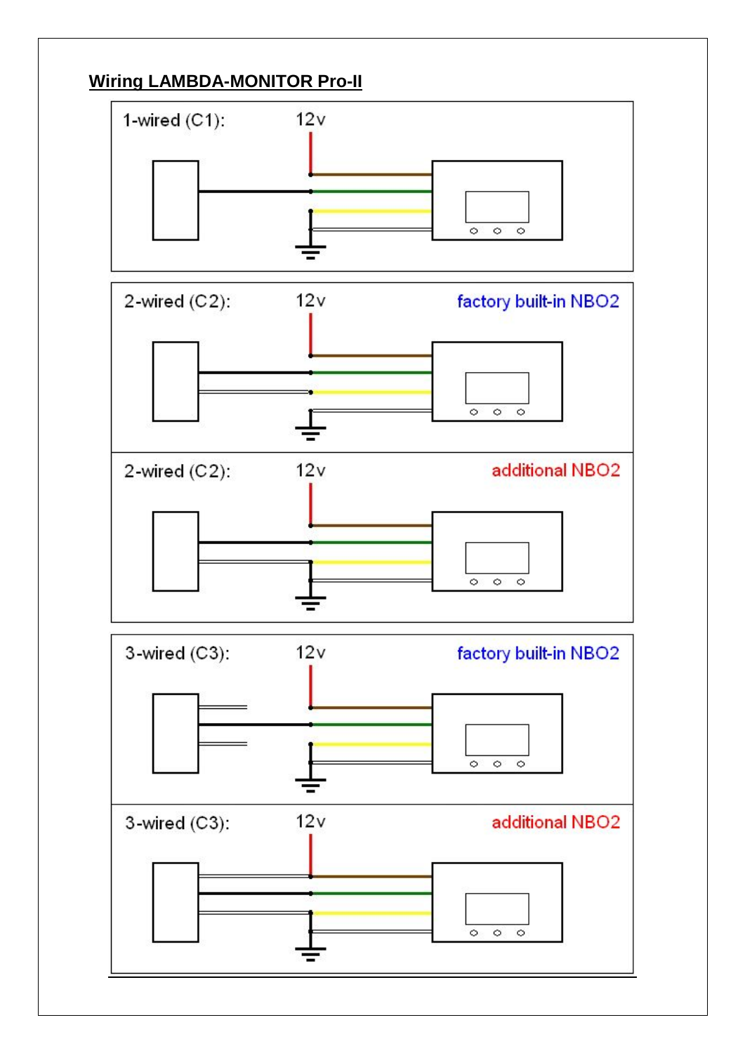## Wiring LAMBDA-MONITOR Pro-II

1-wired (C1): 12v

2-wired (C2): 12v factory built-in NBO2

2-wired (C2): 12v additional NBO2

3-wired (C3): 12v factory built-in NBO2

3-wired (C3): 12v additional NBO2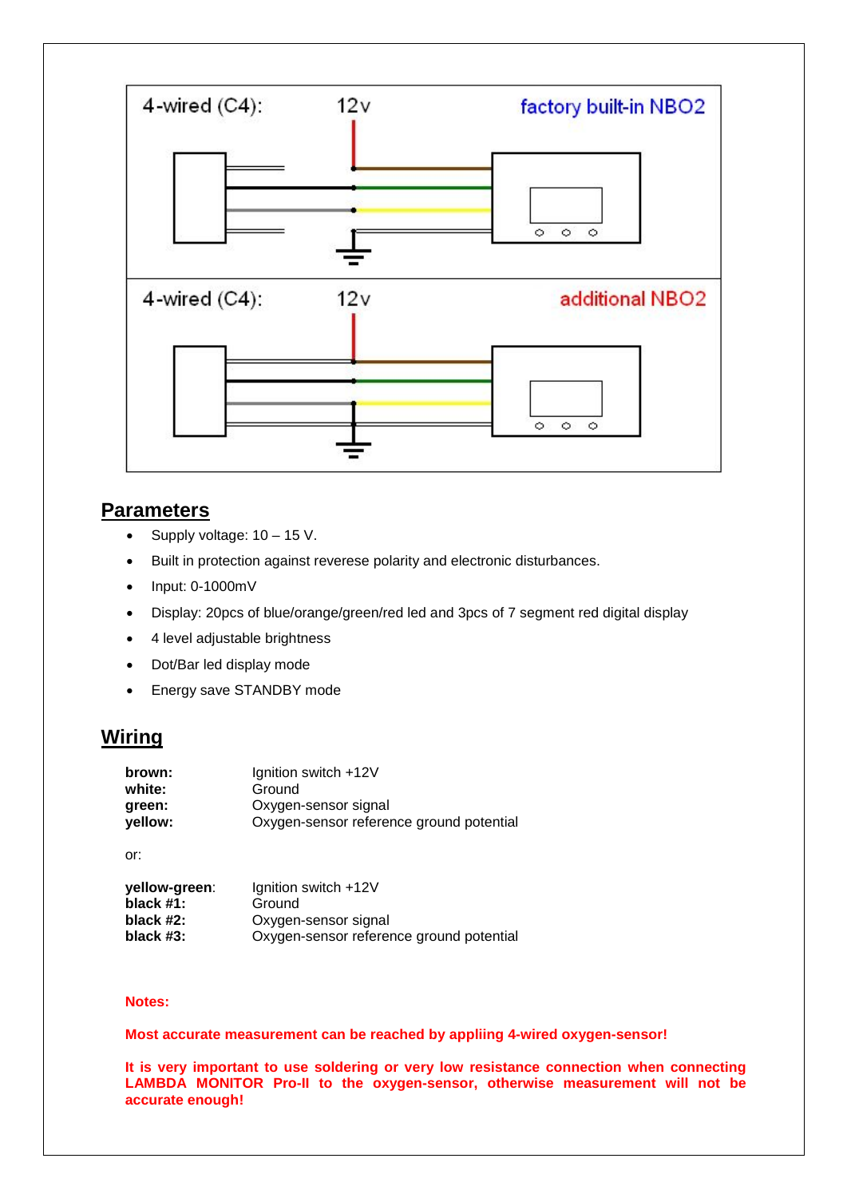4-wired (C4): 12v factory built-in NBO2

4-wired (C4): 12v additional NBO2

## Parameters

- Supply voltage: 10 – 15 V.
- Built in protection against reverese polarity and electronic disturbances.
- Input: 0-1000mV
- Display: 20pcs of blue/orange/green/red led and 3pcs of 7 segment red digital display
- 4 level adjustable brightness
- Dot/Bar led display mode
- Energy save STANDBY mode

## Wiring

| | |
|---|---|
| **brown:** | Ignition switch +12V |
| **white:** | Ground |
| **green:** | Oxygen-sensor signal |
| **yellow:** | Oxygen-sensor reference ground potential |

or:

| | |
|---|---|
| **yellow-green**: | Ignition switch +12V |
| **black #1:** | Ground |
| **black #2:** | Oxygen-sensor signal |
| **black #3:** | Oxygen-sensor reference ground potential |

**Notes:**

**Most accurate measurement can be reached by appliing 4-wired oxygen-sensor!**

**It is very important to use soldering or very low resistance connection when connecting LAMBDA MONITOR Pro-II to the oxygen-sensor, otherwise measurement will not be accurate enough!**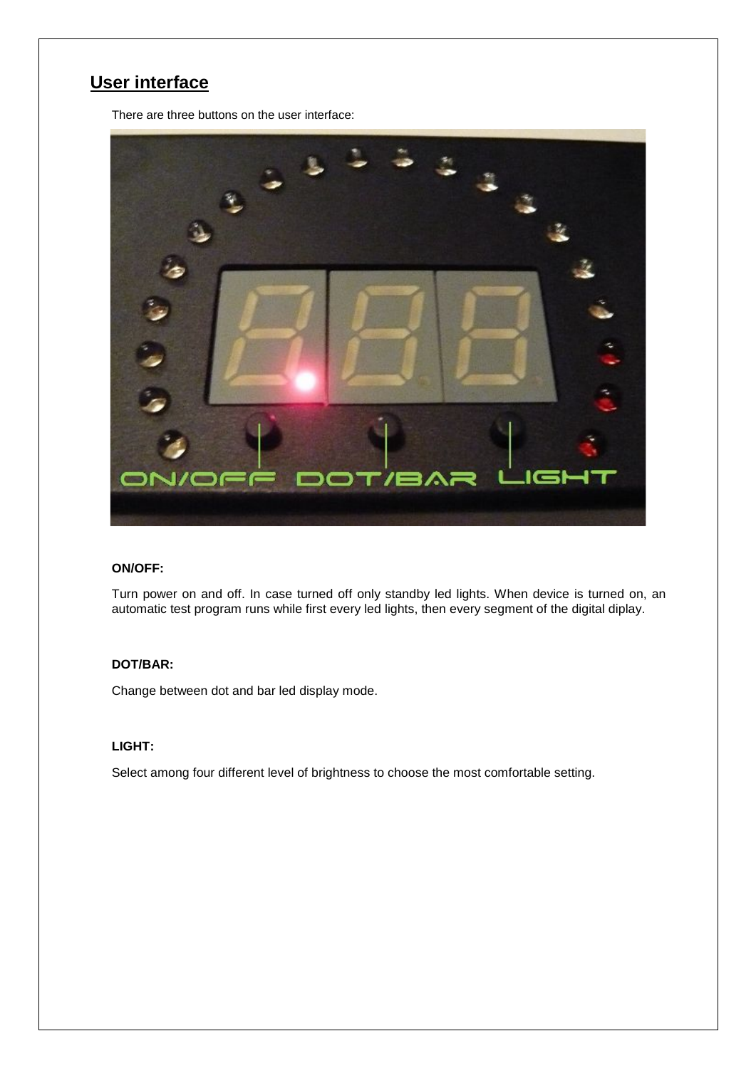## User interface

There are three buttons on the user interface:

**ON/OFF:**

Turn power on and off. In case turned off only standby led lights. When device is turned on, an automatic test program runs while first every led lights, then every segment of the digital diplay.

**DOT/BAR:**

Change between dot and bar led display mode.

**LIGHT:**

Select among four different level of brightness to choose the most comfortable setting.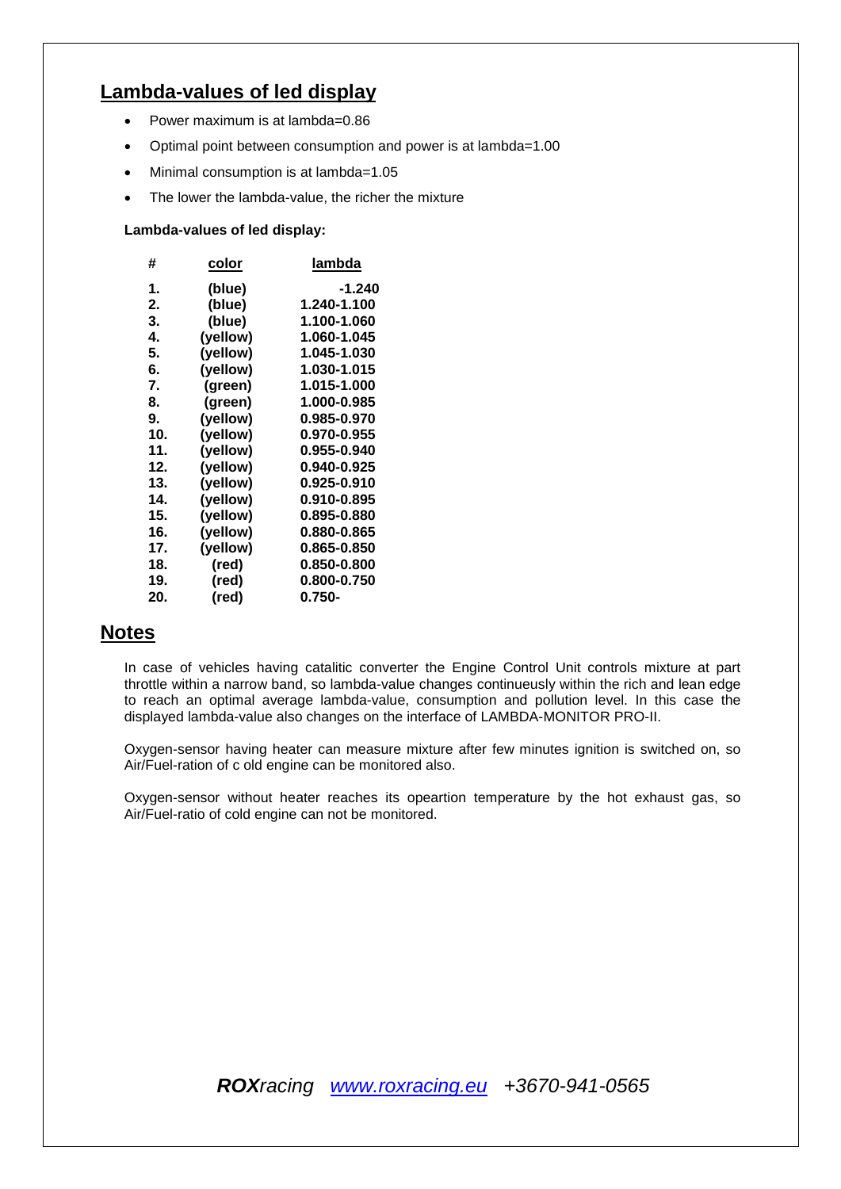## Lambda-values of led display

- Power maximum is at lambda=0.86
- Optimal point between consumption and power is at lambda=1.00
- Minimal consumption is at lambda=1.05
- The lower the lambda-value, the richer the mixture

**Lambda-values of led display:**

| # | color | lambda |
|---|---|---|
| 1. | (blue) | -1.240 |
| 2. | (blue) | 1.240-1.100 |
| 3. | (blue) | 1.100-1.060 |
| 4. | (yellow) | 1.060-1.045 |
| 5. | (yellow) | 1.045-1.030 |
| 6. | (yellow) | 1.030-1.015 |
| 7. | (green) | 1.015-1.000 |
| 8. | (green) | 1.000-0.985 |
| 9. | (yellow) | 0.985-0.970 |
| 10. | (yellow) | 0.970-0.955 |
| 11. | (yellow) | 0.955-0.940 |
| 12. | (yellow) | 0.940-0.925 |
| 13. | (yellow) | 0.925-0.910 |
| 14. | (yellow) | 0.910-0.895 |
| 15. | (yellow) | 0.895-0.880 |
| 16. | (yellow) | 0.880-0.865 |
| 17. | (yellow) | 0.865-0.850 |
| 18. | (red) | 0.850-0.800 |
| 19. | (red) | 0.800-0.750 |
| 20. | (red) | 0.750- |

## Notes

In case of vehicles having catalitic converter the Engine Control Unit controls mixture at part throttle within a narrow band, so lambda-value changes continueusly within the rich and lean edge to reach an optimal average lambda-value, consumption and pollution level. In this case the displayed lambda-value also changes on the interface of LAMBDA-MONITOR PRO-II.

Oxygen-sensor having heater can measure mixture after few minutes ignition is switched on, so Air/Fuel-ration of c old engine can be monitored also.

Oxygen-sensor without heater reaches its opeartion temperature by the hot exhaust gas, so Air/Fuel-ratio of cold engine can not be monitored.

***ROX****racing*   *www.roxracing.eu*   *+3670-941-0565*